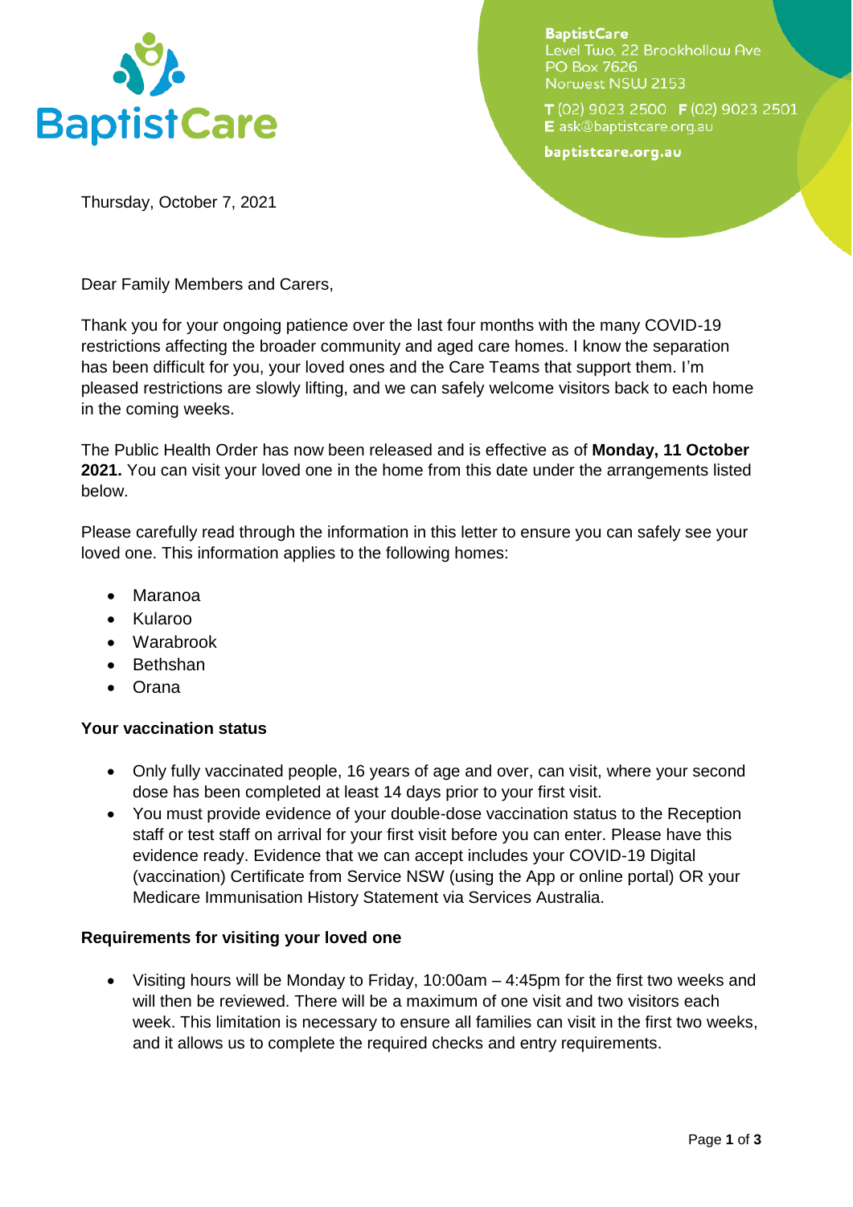BaptistCare

**BaptistCare**
Level Two, 22 Brookhollow Ave
PO Box 7626
Norwest NSW 2153

**T** (02) 9023 2500 **F** (02) 9023 2501
**E** ask@baptistcare.org.au

**baptistcare.org.au**

Thursday, October 7, 2021

Dear Family Members and Carers,

Thank you for your ongoing patience over the last four months with the many COVID-19 restrictions affecting the broader community and aged care homes. I know the separation has been difficult for you, your loved ones and the Care Teams that support them. I'm pleased restrictions are slowly lifting, and we can safely welcome visitors back to each home in the coming weeks.

The Public Health Order has now been released and is effective as of **Monday, 11 October 2021.** You can visit your loved one in the home from this date under the arrangements listed below.

Please carefully read through the information in this letter to ensure you can safely see your loved one. This information applies to the following homes:

- Maranoa
- Kularoo
- Warabrook
- Bethshan
- Orana

**Your vaccination status**

- Only fully vaccinated people, 16 years of age and over, can visit, where your second dose has been completed at least 14 days prior to your first visit.
- You must provide evidence of your double-dose vaccination status to the Reception staff or test staff on arrival for your first visit before you can enter. Please have this evidence ready. Evidence that we can accept includes your COVID-19 Digital (vaccination) Certificate from Service NSW (using the App or online portal) OR your Medicare Immunisation History Statement via Services Australia.

**Requirements for visiting your loved one**

- Visiting hours will be Monday to Friday, 10:00am – 4:45pm for the first two weeks and will then be reviewed. There will be a maximum of one visit and two visitors each week. This limitation is necessary to ensure all families can visit in the first two weeks, and it allows us to complete the required checks and entry requirements.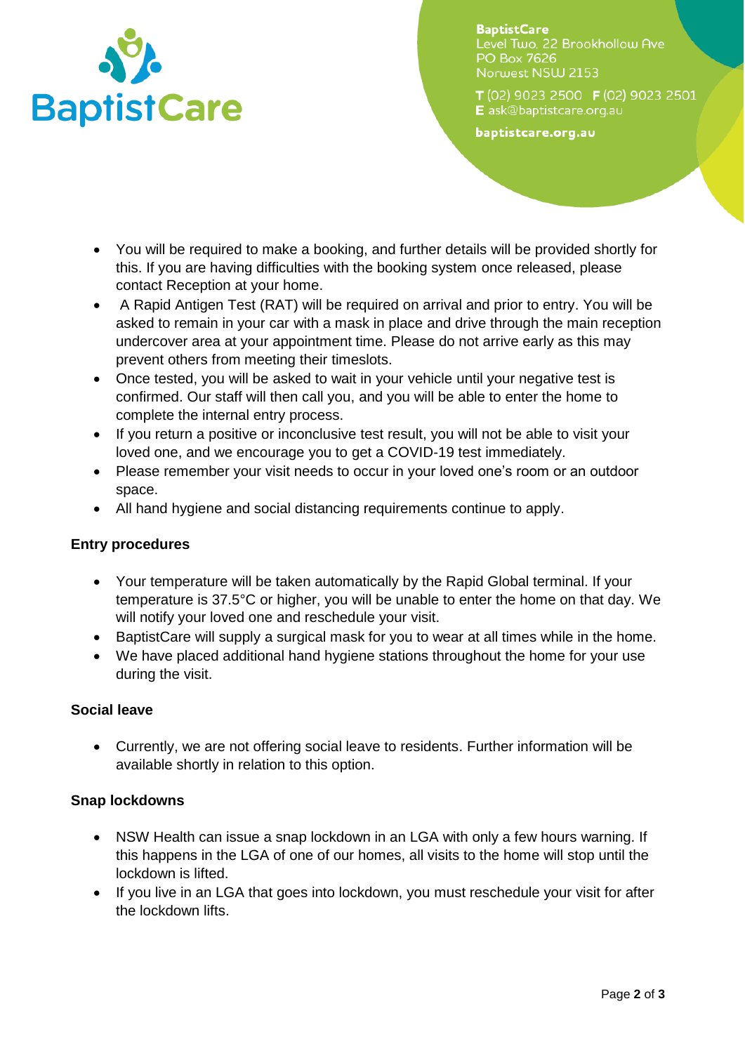- You will be required to make a booking, and further details will be provided shortly for this. If you are having difficulties with the booking system once released, please contact Reception at your home.
- A Rapid Antigen Test (RAT) will be required on arrival and prior to entry. You will be asked to remain in your car with a mask in place and drive through the main reception undercover area at your appointment time. Please do not arrive early as this may prevent others from meeting their timeslots.
- Once tested, you will be asked to wait in your vehicle until your negative test is confirmed. Our staff will then call you, and you will be able to enter the home to complete the internal entry process.
- If you return a positive or inconclusive test result, you will not be able to visit your loved one, and we encourage you to get a COVID-19 test immediately.
- Please remember your visit needs to occur in your loved one's room or an outdoor space.
- All hand hygiene and social distancing requirements continue to apply.

**Entry procedures**

- Your temperature will be taken automatically by the Rapid Global terminal. If your temperature is 37.5°C or higher, you will be unable to enter the home on that day. We will notify your loved one and reschedule your visit.
- BaptistCare will supply a surgical mask for you to wear at all times while in the home.
- We have placed additional hand hygiene stations throughout the home for your use during the visit.

**Social leave**

- Currently, we are not offering social leave to residents. Further information will be available shortly in relation to this option.

**Snap lockdowns**

- NSW Health can issue a snap lockdown in an LGA with only a few hours warning. If this happens in the LGA of one of our homes, all visits to the home will stop until the lockdown is lifted.
- If you live in an LGA that goes into lockdown, you must reschedule your visit for after the lockdown lifts.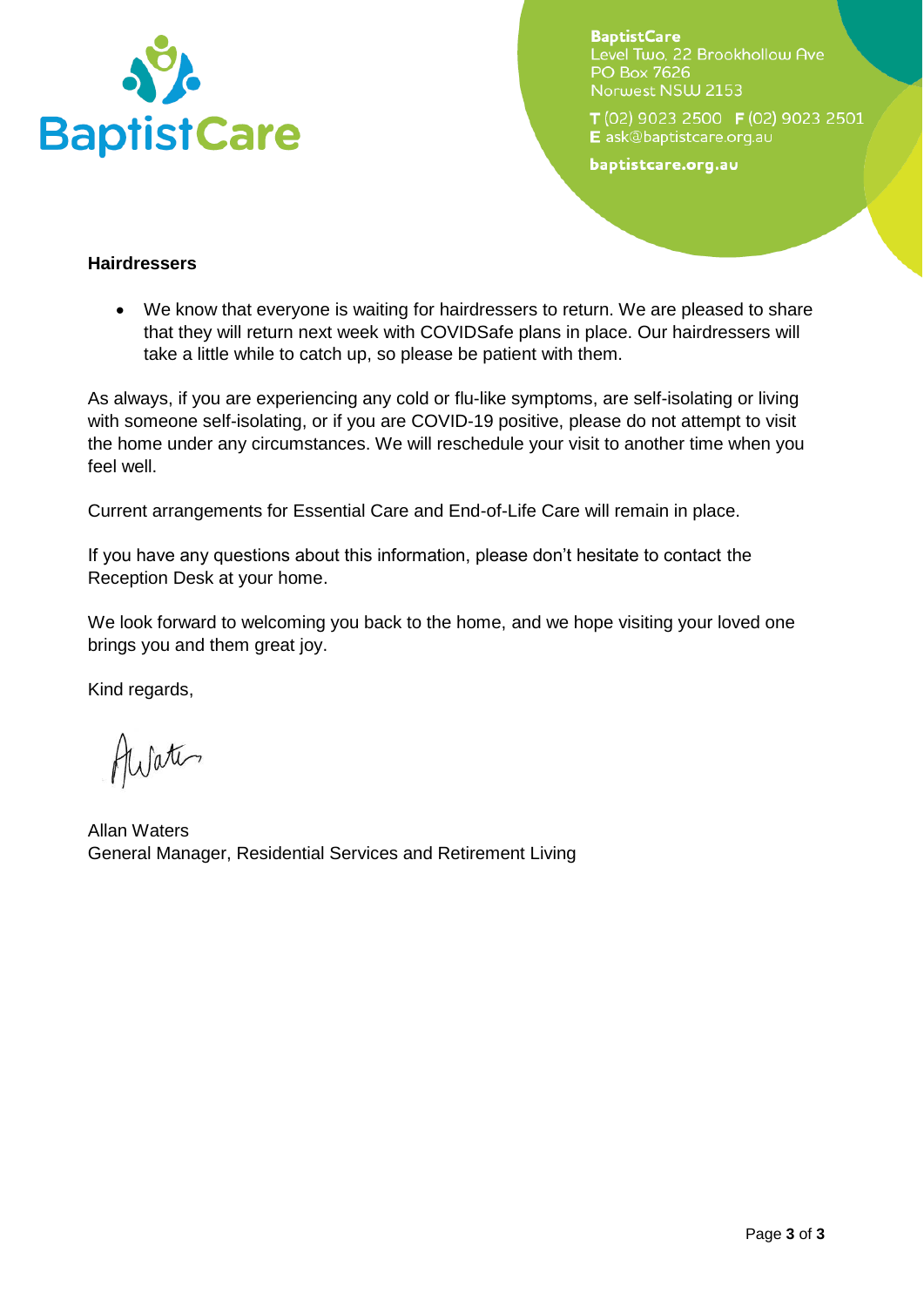**Hairdressers**

- We know that everyone is waiting for hairdressers to return. We are pleased to share that they will return next week with COVIDSafe plans in place. Our hairdressers will take a little while to catch up, so please be patient with them.

As always, if you are experiencing any cold or flu-like symptoms, are self-isolating or living with someone self-isolating, or if you are COVID-19 positive, please do not attempt to visit the home under any circumstances. We will reschedule your visit to another time when you feel well.

Current arrangements for Essential Care and End-of-Life Care will remain in place.

If you have any questions about this information, please don't hesitate to contact the Reception Desk at your home.

We look forward to welcoming you back to the home, and we hope visiting your loved one brings you and them great joy.

Kind regards,

Allan Waters
General Manager, Residential Services and Retirement Living